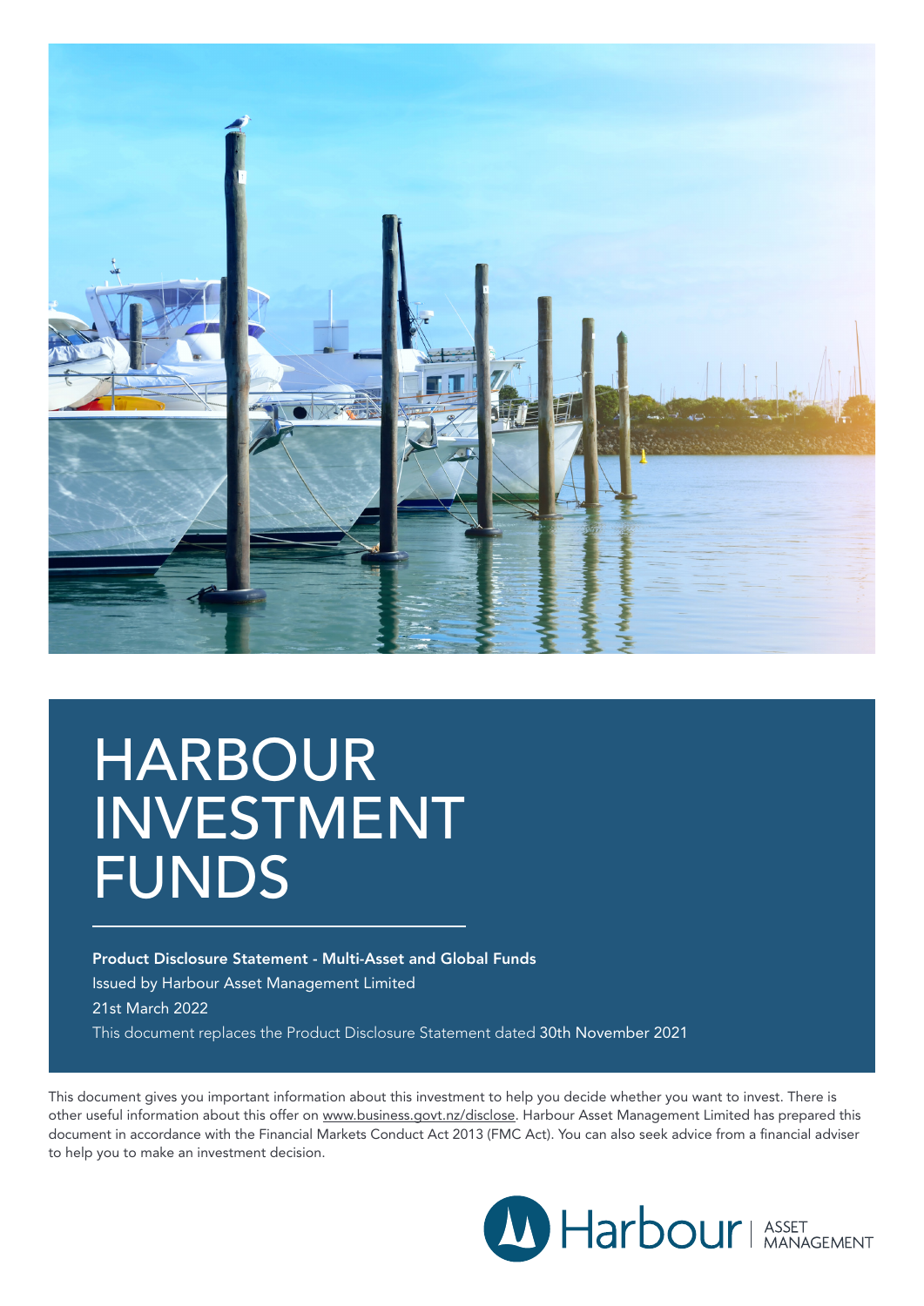# HARBOUR INVESTMENT FUNDS

**Product Disclosure Statement - Multi-Asset and Global Funds**

Issued by Harbour Asset Management Limited

21st March 2022

This document replaces the Product Disclosure Statement dated 30th November 2021

This document gives you important information about this investment to help you decide whether you want to invest. There is other useful information about this offer on www.business.govt.nz/disclose. Harbour Asset Management Limited has prepared this document in accordance with the Financial Markets Conduct Act 2013 (FMC Act). You can also seek advice from a financial adviser to help you to make an investment decision.

Harbour | ASSET MANAGEMENT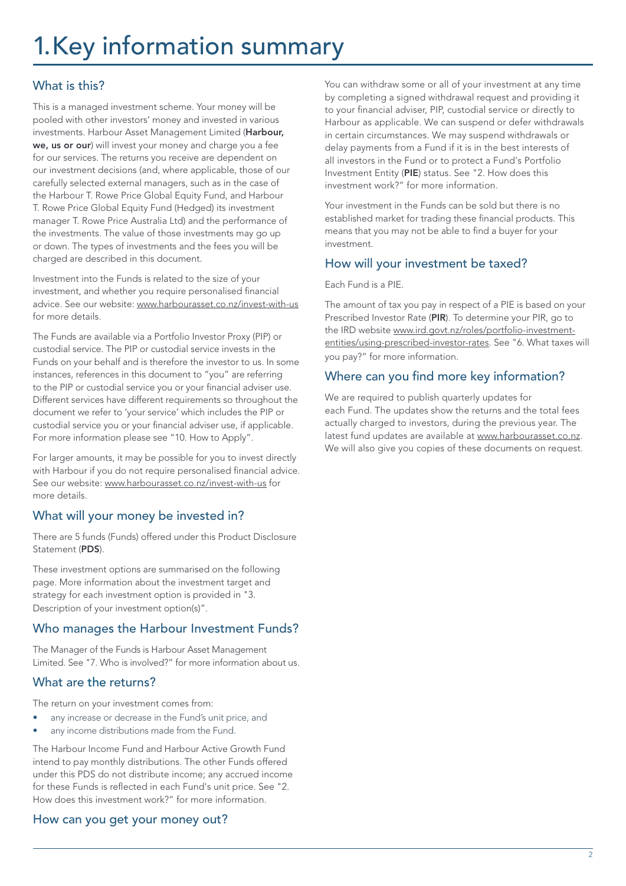# 1. Key information summary

## What is this?

This is a managed investment scheme. Your money will be pooled with other investors' money and invested in various investments. Harbour Asset Management Limited (**Harbour, we, us or our**) will invest your money and charge you a fee for our services. The returns you receive are dependent on our investment decisions (and, where applicable, those of our carefully selected external managers, such as in the case of the Harbour T. Rowe Price Global Equity Fund, and Harbour T. Rowe Price Global Equity Fund (Hedged) its investment manager T. Rowe Price Australia Ltd) and the performance of the investments. The value of those investments may go up or down. The types of investments and the fees you will be charged are described in this document.

Investment into the Funds is related to the size of your investment, and whether you require personalised financial advice. See our website: www.harbourasset.co.nz/invest-with-us for more details.

The Funds are available via a Portfolio Investor Proxy (PIP) or custodial service. The PIP or custodial service invests in the Funds on your behalf and is therefore the investor to us. In some instances, references in this document to "you" are referring to the PIP or custodial service you or your financial adviser use. Different services have different requirements so throughout the document we refer to 'your service' which includes the PIP or custodial service you or your financial adviser use, if applicable. For more information please see "10. How to Apply".

For larger amounts, it may be possible for you to invest directly with Harbour if you do not require personalised financial advice. See our website: www.harbourasset.co.nz/invest-with-us for more details.

## What will your money be invested in?

There are 5 funds (Funds) offered under this Product Disclosure Statement (**PDS**).

These investment options are summarised on the following page. More information about the investment target and strategy for each investment option is provided in "3. Description of your investment option(s)".

## Who manages the Harbour Investment Funds?

The Manager of the Funds is Harbour Asset Management Limited. See "7. Who is involved?" for more information about us.

## What are the returns?

The return on your investment comes from:

- any increase or decrease in the Fund's unit price, and
- any income distributions made from the Fund.

The Harbour Income Fund and Harbour Active Growth Fund intend to pay monthly distributions. The other Funds offered under this PDS do not distribute income; any accrued income for these Funds is reflected in each Fund's unit price. See "2. How does this investment work?" for more information.

## How can you get your money out?

You can withdraw some or all of your investment at any time by completing a signed withdrawal request and providing it to your financial adviser, PIP, custodial service or directly to Harbour as applicable. We can suspend or defer withdrawals in certain circumstances. We may suspend withdrawals or delay payments from a Fund if it is in the best interests of all investors in the Fund or to protect a Fund's Portfolio Investment Entity (**PIE**) status. See "2. How does this investment work?" for more information.

Your investment in the Funds can be sold but there is no established market for trading these financial products. This means that you may not be able to find a buyer for your investment.

## How will your investment be taxed?

Each Fund is a PIE.

The amount of tax you pay in respect of a PIE is based on your Prescribed Investor Rate (**PIR**). To determine your PIR, go to the IRD website www.ird.govt.nz/roles/portfolio-investment-entities/using-prescribed-investor-rates. See "6. What taxes will you pay?" for more information.

## Where can you find more key information?

We are required to publish quarterly updates for each Fund. The updates show the returns and the total fees actually charged to investors, during the previous year. The latest fund updates are available at www.harbourasset.co.nz. We will also give you copies of these documents on request.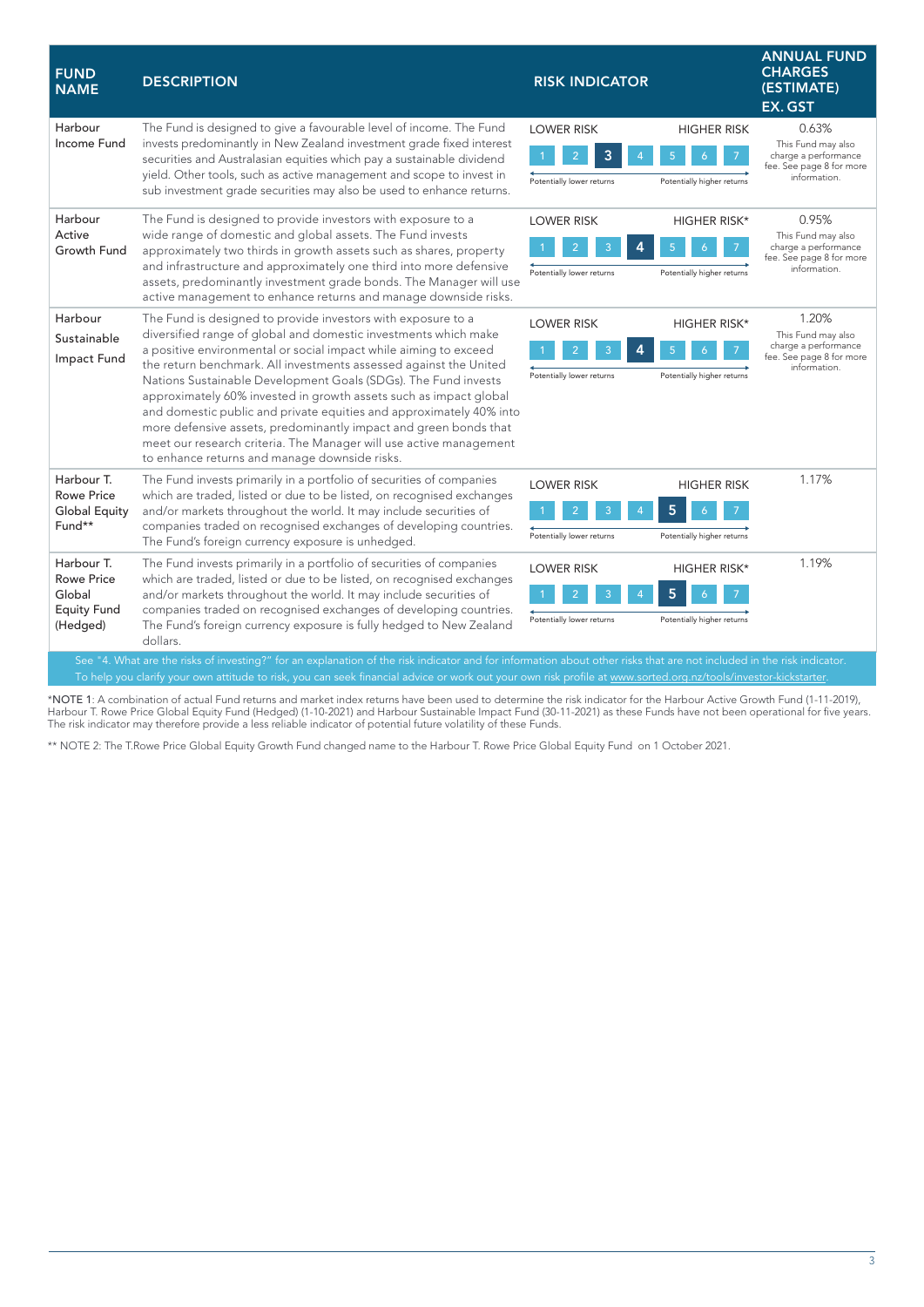| FUND NAME | DESCRIPTION | RISK INDICATOR | ANNUAL FUND CHARGES (ESTIMATE) EX. GST |
|---|---|---|---|
| Harbour Income Fund | The Fund is designed to give a favourable level of income. The Fund invests predominantly in New Zealand investment grade fixed interest securities and Australasian equities which pay a sustainable dividend yield. Other tools, such as active management and scope to invest in sub investment grade securities may also be used to enhance returns. | LOWER RISK – HIGHER RISK: 1 2 **3** 4 5 6 7 (Potentially lower returns – Potentially higher returns) | 0.63% This Fund may also charge a performance fee. See page 8 for more information. |
| Harbour Active Growth Fund | The Fund is designed to provide investors with exposure to a wide range of domestic and global assets. The Fund invests approximately two thirds in growth assets such as shares, property and infrastructure and approximately one third into more defensive assets, predominantly investment grade bonds. The Manager will use active management to enhance returns and manage downside risks. | LOWER RISK – HIGHER RISK*: 1 2 3 **4** 5 6 7 (Potentially lower returns – Potentially higher returns) | 0.95% This Fund may also charge a performance fee. See page 8 for more information. |
| Harbour Sustainable Impact Fund | The Fund is designed to provide investors with exposure to a diversified range of global and domestic investments which make a positive environmental or social impact while aiming to exceed the return benchmark. All investments assessed against the United Nations Sustainable Development Goals (SDGs). The Fund invests approximately 60% invested in growth assets such as impact global and domestic public and private equities and approximately 40% into more defensive assets, predominantly impact and green bonds that meet our research criteria. The Manager will use active management to enhance returns and manage downside risks. | LOWER RISK – HIGHER RISK*: 1 2 3 **4** 5 6 7 (Potentially lower returns – Potentially higher returns) | 1.20% This Fund may also charge a performance fee. See page 8 for more information. |
| Harbour T. Rowe Price Global Equity Fund** | The Fund invests primarily in a portfolio of securities of companies which are traded, listed or due to be listed, on recognised exchanges and/or markets throughout the world. It may include securities of companies traded on recognised exchanges of developing countries. The Fund's foreign currency exposure is unhedged. | LOWER RISK – HIGHER RISK: 1 2 3 4 **5** 6 7 (Potentially lower returns – Potentially higher returns) | 1.17% |
| Harbour T. Rowe Price Global Equity Fund (Hedged) | The Fund invests primarily in a portfolio of securities of companies which are traded, listed or due to be listed, on recognised exchanges and/or markets throughout the world. It may include securities of companies traded on recognised exchanges of developing countries. The Fund's foreign currency exposure is fully hedged to New Zealand dollars. | LOWER RISK – HIGHER RISK*: 1 2 3 4 **5** 6 7 (Potentially lower returns – Potentially higher returns) | 1.19% |

See "4. What are the risks of investing?" for an explanation of the risk indicator and for information about other risks that are not included in the risk indicator. To help you clarify your own attitude to risk, you can seek financial advice or work out your own risk profile at www.sorted.org.nz/tools/investor-kickstarter.

*NOTE 1: A combination of actual Fund returns and market index returns have been used to determine the risk indicator for the Harbour Active Growth Fund (1-11-2019), Harbour T. Rowe Price Global Equity Fund (Hedged) (1-10-2021) and Harbour Sustainable Impact Fund (30-11-2021) as these Funds have not been operational for five years. The risk indicator may therefore provide a less reliable indicator of potential future volatility of these Funds.

** NOTE 2: The T.Rowe Price Global Equity Growth Fund changed name to the Harbour T. Rowe Price Global Equity Fund on 1 October 2021.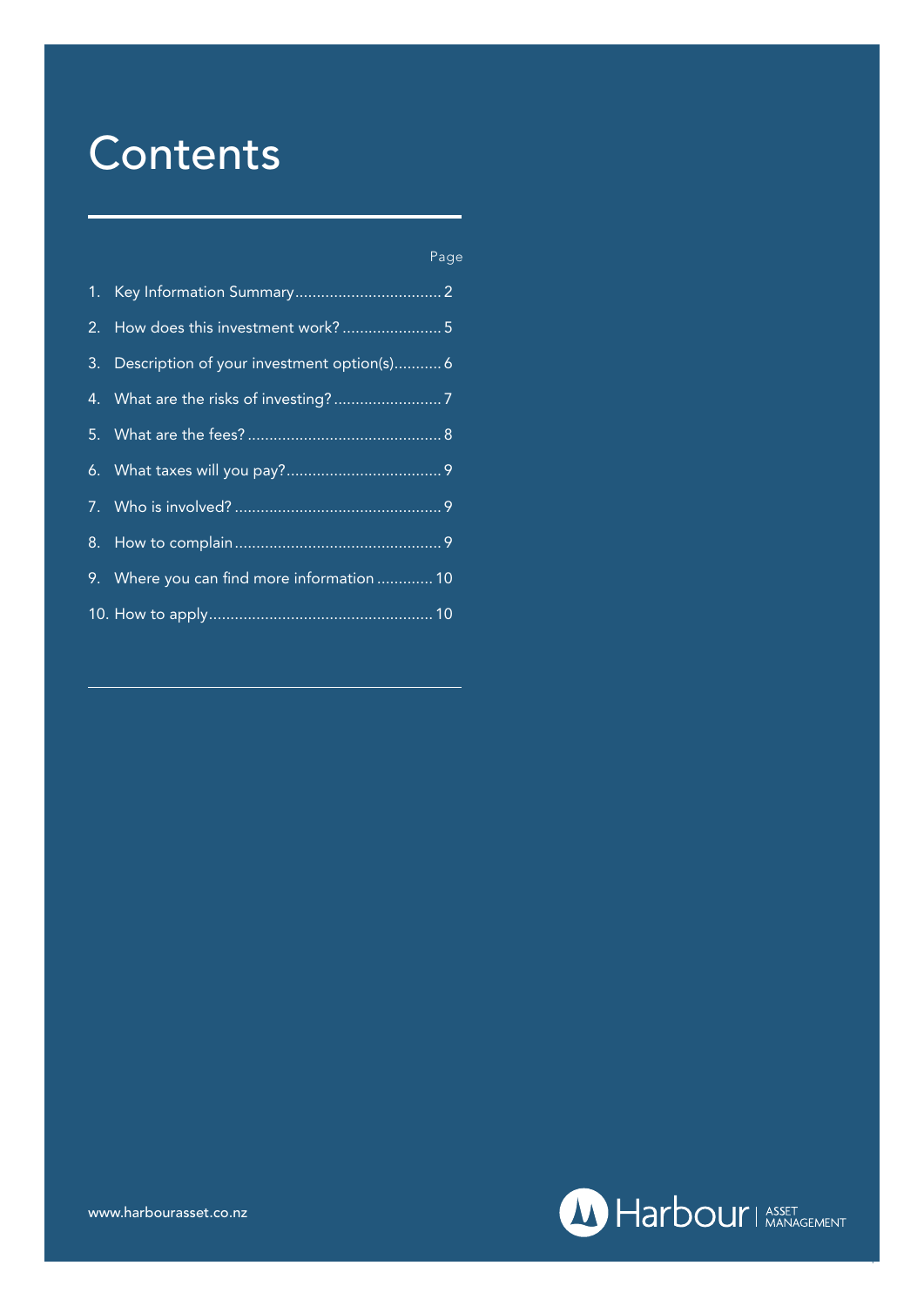# Contents

| | Page |
|---|---|
| 1. Key Information Summary | 2 |
| 2. How does this investment work? | 5 |
| 3. Description of your investment option(s) | 6 |
| 4. What are the risks of investing? | 7 |
| 5. What are the fees? | 8 |
| 6. What taxes will you pay? | 9 |
| 7. Who is involved? | 9 |
| 8. How to complain | 9 |
| 9. Where you can find more information | 10 |
| 10. How to apply | 10 |

www.harbourasset.co.nz

Harbour | ASSET MANAGEMENT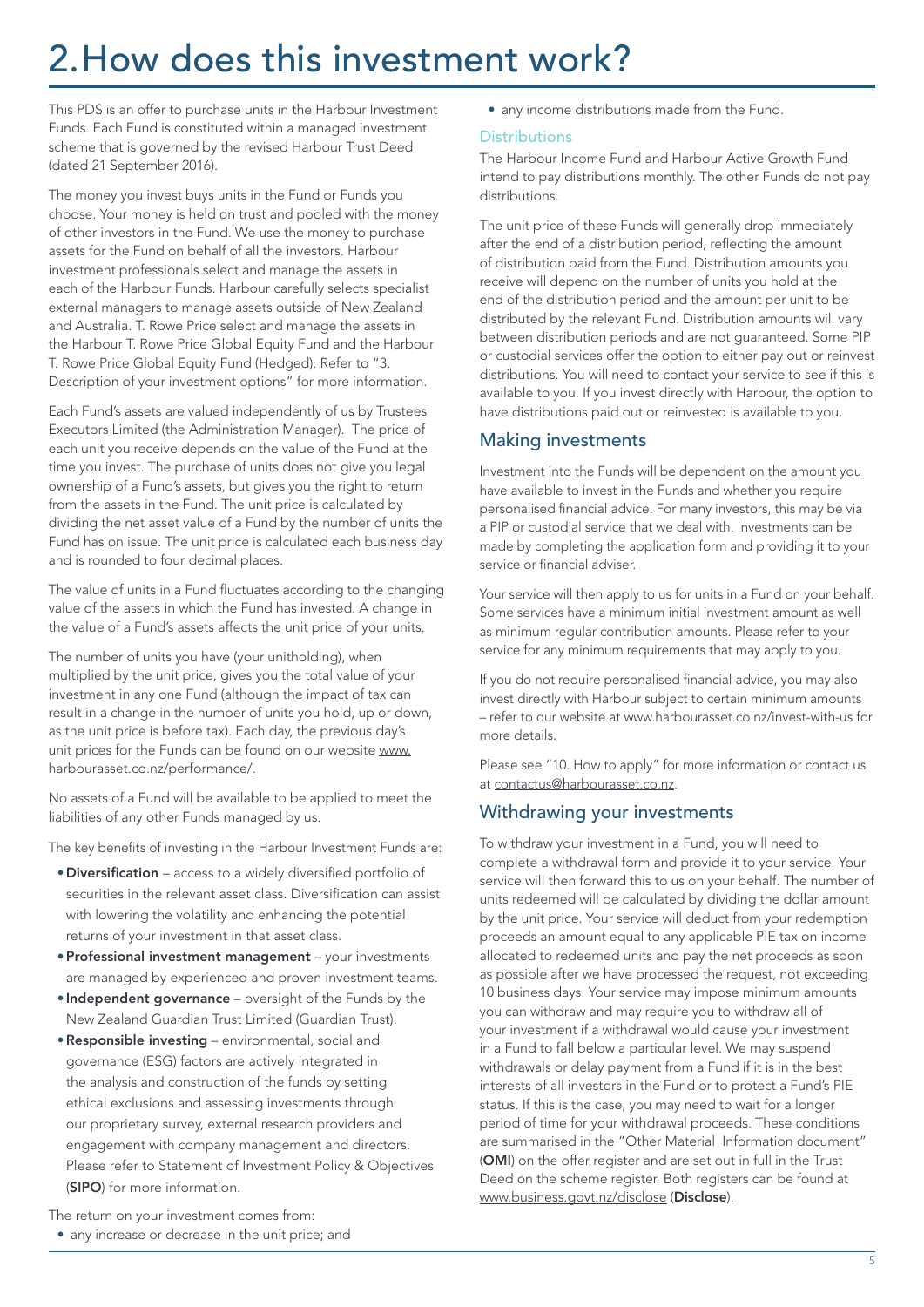# 2. How does this investment work?

This PDS is an offer to purchase units in the Harbour Investment Funds. Each Fund is constituted within a managed investment scheme that is governed by the revised Harbour Trust Deed (dated 21 September 2016).

The money you invest buys units in the Fund or Funds you choose. Your money is held on trust and pooled with the money of other investors in the Fund. We use the money to purchase assets for the Fund on behalf of all the investors. Harbour investment professionals select and manage the assets in each of the Harbour Funds. Harbour carefully selects specialist external managers to manage assets outside of New Zealand and Australia. T. Rowe Price select and manage the assets in the Harbour T. Rowe Price Global Equity Fund and the Harbour T. Rowe Price Global Equity Fund (Hedged). Refer to "3. Description of your investment options" for more information.

Each Fund's assets are valued independently of us by Trustees Executors Limited (the Administration Manager). The price of each unit you receive depends on the value of the Fund at the time you invest. The purchase of units does not give you legal ownership of a Fund's assets, but gives you the right to return from the assets in the Fund. The unit price is calculated by dividing the net asset value of a Fund by the number of units the Fund has on issue. The unit price is calculated each business day and is rounded to four decimal places.

The value of units in a Fund fluctuates according to the changing value of the assets in which the Fund has invested. A change in the value of a Fund's assets affects the unit price of your units.

The number of units you have (your unitholding), when multiplied by the unit price, gives you the total value of your investment in any one Fund (although the impact of tax can result in a change in the number of units you hold, up or down, as the unit price is before tax). Each day, the previous day's unit prices for the Funds can be found on our website www.harbourasset.co.nz/performance/.

No assets of a Fund will be available to be applied to meet the liabilities of any other Funds managed by us.

The key benefits of investing in the Harbour Investment Funds are:

- **Diversification** – access to a widely diversified portfolio of securities in the relevant asset class. Diversification can assist with lowering the volatility and enhancing the potential returns of your investment in that asset class.
- **Professional investment management** – your investments are managed by experienced and proven investment teams.
- **Independent governance** – oversight of the Funds by the New Zealand Guardian Trust Limited (Guardian Trust).
- **Responsible investing** – environmental, social and governance (ESG) factors are actively integrated in the analysis and construction of the funds by setting ethical exclusions and assessing investments through our proprietary survey, external research providers and engagement with company management and directors. Please refer to Statement of Investment Policy & Objectives (**SIPO**) for more information.

The return on your investment comes from:

- any increase or decrease in the unit price; and
- any income distributions made from the Fund.

### Distributions

The Harbour Income Fund and Harbour Active Growth Fund intend to pay distributions monthly. The other Funds do not pay distributions.

The unit price of these Funds will generally drop immediately after the end of a distribution period, reflecting the amount of distribution paid from the Fund. Distribution amounts you receive will depend on the number of units you hold at the end of the distribution period and the amount per unit to be distributed by the relevant Fund. Distribution amounts will vary between distribution periods and are not guaranteed. Some PIP or custodial services offer the option to either pay out or reinvest distributions. You will need to contact your service to see if this is available to you. If you invest directly with Harbour, the option to have distributions paid out or reinvested is available to you.

## Making investments

Investment into the Funds will be dependent on the amount you have available to invest in the Funds and whether you require personalised financial advice. For many investors, this may be via a PIP or custodial service that we deal with. Investments can be made by completing the application form and providing it to your service or financial adviser.

Your service will then apply to us for units in a Fund on your behalf. Some services have a minimum initial investment amount as well as minimum regular contribution amounts. Please refer to your service for any minimum requirements that may apply to you.

If you do not require personalised financial advice, you may also invest directly with Harbour subject to certain minimum amounts – refer to our website at www.harbourasset.co.nz/invest-with-us for more details.

Please see "10. How to apply" for more information or contact us at contactus@harbourasset.co.nz.

## Withdrawing your investments

To withdraw your investment in a Fund, you will need to complete a withdrawal form and provide it to your service. Your service will then forward this to us on your behalf. The number of units redeemed will be calculated by dividing the dollar amount by the unit price. Your service will deduct from your redemption proceeds an amount equal to any applicable PIE tax on income allocated to redeemed units and pay the net proceeds as soon as possible after we have processed the request, not exceeding 10 business days. Your service may impose minimum amounts you can withdraw and may require you to withdraw all of your investment if a withdrawal would cause your investment in a Fund to fall below a particular level. We may suspend withdrawals or delay payment from a Fund if it is in the best interests of all investors in the Fund or to protect a Fund's PIE status. If this is the case, you may need to wait for a longer period of time for your withdrawal proceeds. These conditions are summarised in the "Other Material Information document" (**OMI**) on the offer register and are set out in full in the Trust Deed on the scheme register. Both registers can be found at www.business.govt.nz/disclose (**Disclose**).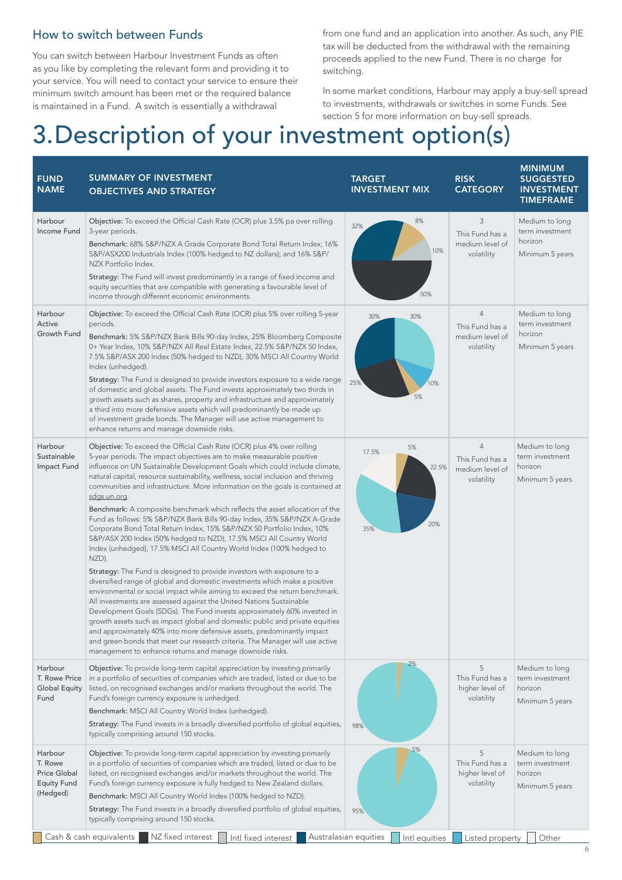## How to switch between Funds

You can switch between Harbour Investment Funds as often as you like by completing the relevant form and providing it to your service. You will need to contact your service to ensure their minimum switch amount has been met or the required balance is maintained in a Fund. A switch is essentially a withdrawal from one fund and an application into another. As such, any PIE tax will be deducted from the withdrawal with the remaining proceeds applied to the new Fund. There is no charge for switching.

In some market conditions, Harbour may apply a buy-sell spread to investments, withdrawals or switches in some Funds. See section 5 for more information on buy-sell spreads.

# 3. Description of your investment option(s)

| FUND NAME | SUMMARY OF INVESTMENT OBJECTIVES AND STRATEGY | TARGET INVESTMENT MIX | RISK CATEGORY | MINIMUM SUGGESTED INVESTMENT TIMEFRAME |
|---|---|---|---|---|
| Harbour Income Fund | **Objective:** To exceed the Official Cash Rate (OCR) plus 3.5% pa over rolling 3-year periods.<br>**Benchmark:** 68% S&P/NZX A Grade Corporate Bond Total Return Index; 16% S&P/ASX200 Industrials Index (100% hedged to NZ dollars); and 16% S&P/NZX Portfolio Index.<br>**Strategy:** The Fund will invest predominantly in a range of fixed income and equity securities that are compatible with generating a favourable level of income through different economic environments. | Cash & cash equivalents 8%; Intl fixed interest 10%; NZ fixed interest 50%; Australasian equities 32% | 3<br>This Fund has a medium level of volatility | Medium to long term investment horizon<br>Minimum 5 years |
| Harbour Active Growth Fund | **Objective:** To exceed the Official Cash Rate (OCR) plus 5% over rolling 5-year periods.<br>**Benchmark:** 5% S&P/NZX Bank Bills 90-day Index, 25% Bloomberg Composite 0+ Year Index, 10% S&P/NZX All Real Estate Index, 22.5% S&P/NZX 50 Index, 7.5% S&P/ASX 200 Index (50% hedged to NZD), 30% MSCI All Country World Index (unhedged).<br>**Strategy:** The Fund is designed to provide investors exposure to a wide range of domestic and global assets. The Fund invests approximately two thirds in growth assets such as shares, property and infrastructure and approximately a third into more defensive assets which will predominantly be made up of investment grade bonds. The Manager will use active management to enhance returns and manage downside risks. | Intl equities 30%; Listed property 10%; Cash & cash equivalents 5%; NZ fixed interest 25%; Australasian equities 30% | 4<br>This Fund has a medium level of volatility | Medium to long term investment horizon<br>Minimum 5 years |
| Harbour Sustainable Impact Fund | **Objective:** To exceed the Official Cash Rate (OCR) plus 4% over rolling 5-year periods. The impact objectives are to make measurable positive influence on UN Sustainable Development Goals which could include climate, natural capital, resource sustainability, wellness, social inclusion and thriving communities and infrastructure. More information on the goals is contained at sdgs.un.org.<br>**Benchmark:** A composite benchmark which reflects the asset allocation of the Fund as follows: 5% S&P/NZX Bank Bills 90-day Index, 35% S&P/NZX A-Grade Corporate Bond Total Return Index, 15% S&P/NZX 50 Portfolio Index, 10% S&P/ASX 200 Index (50% hedged to NZD), 17.5% MSCI All Country World Index (unhedged), 17.5% MSCI All Country World Index (100% hedged to NZD).<br>**Strategy:** The Fund is designed to provide investors with exposure to a diversified range of global and domestic investments which make a positive environmental or social impact while aiming to exceed the return benchmark. All investments are assessed against the United Nations Sustainable Development Goals (SDGs). The Fund invests approximately 60% invested in growth assets such as impact global and domestic public and private equities and approximately 40% into more defensive assets, predominantly impact and green bonds that meet our research criteria. The Manager will use active management to enhance returns and manage downside risks. | Cash & cash equivalents 5%; NZ fixed interest 22.5%; Australasian equities 20%; Intl equities 35%; Other 17.5% | 4<br>This Fund has a medium level of volatility | Medium to long term investment horizon<br>Minimum 5 years |
| Harbour T. Rowe Price Global Equity Fund | **Objective:** To provide long-term capital appreciation by investing primarily in a portfolio of securities of companies which are traded, listed or due to be listed, on recognised exchanges and/or markets throughout the world. The Fund's foreign currency exposure is unhedged.<br>**Benchmark:** MSCI All Country World Index (unhedged).<br>**Strategy:** The Fund invests in a broadly diversified portfolio of global equities, typically comprising around 150 stocks. | Cash & cash equivalents 2%; Intl equities 98% | 5<br>This Fund has a higher level of volatility | Medium to long term investment horizon<br>Minimum 5 years |
| Harbour T. Rowe Price Global Equity Fund (Hedged) | **Objective:** To provide long-term capital appreciation by investing primarily in a portfolio of securities of companies which are traded, listed or due to be listed, on recognised exchanges and/or markets throughout the world. The Fund's foreign currency exposure is fully hedged to New Zealand dollars.<br>**Benchmark:** MSCI All Country World Index (100% hedged to NZD).<br>**Strategy:** The Fund invests in a broadly diversified portfolio of global equities, typically comprising around 150 stocks. | Cash & cash equivalents 5%; Intl equities 95% | 5<br>This Fund has a higher level of volatility | Medium to long term investment horizon<br>Minimum 5 years |

Legend: Cash & cash equivalents · NZ fixed interest · Intl fixed interest · Australasian equities · Intl equities · Listed property · Other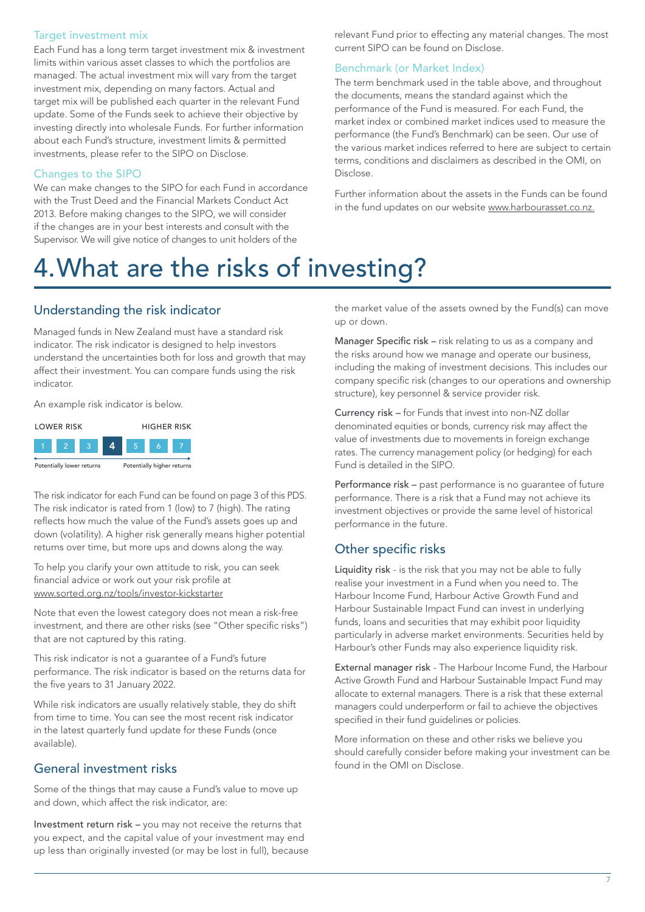### Target investment mix

Each Fund has a long term target investment mix & investment limits within various asset classes to which the portfolios are managed. The actual investment mix will vary from the target investment mix, depending on many factors. Actual and target mix will be published each quarter in the relevant Fund update. Some of the Funds seek to achieve their objective by investing directly into wholesale Funds. For further information about each Fund's structure, investment limits & permitted investments, please refer to the SIPO on Disclose.

### Changes to the SIPO

We can make changes to the SIPO for each Fund in accordance with the Trust Deed and the Financial Markets Conduct Act 2013. Before making changes to the SIPO, we will consider if the changes are in your best interests and consult with the Supervisor. We will give notice of changes to unit holders of the relevant Fund prior to effecting any material changes. The most current SIPO can be found on Disclose.

### Benchmark (or Market Index)

The term benchmark used in the table above, and throughout the documents, means the standard against which the performance of the Fund is measured. For each Fund, the market index or combined market indices used to measure the performance (the Fund's Benchmark) can be seen. Our use of the various market indices referred to here are subject to certain terms, conditions and disclaimers as described in the OMI, on Disclose.

Further information about the assets in the Funds can be found in the fund updates on our website www.harbourasset.co.nz.

# 4. What are the risks of investing?

## Understanding the risk indicator

Managed funds in New Zealand must have a standard risk indicator. The risk indicator is designed to help investors understand the uncertainties both for loss and growth that may affect their investment. You can compare funds using the risk indicator.

An example risk indicator is below.

| LOWER RISK | | | | | | HIGHER RISK |
|---|---|---|---|---|---|---|
| 1 | 2 | 3 | **4** | 5 | 6 | 7 |
| Potentially lower returns | | | | | | Potentially higher returns |

The risk indicator for each Fund can be found on page 3 of this PDS. The risk indicator is rated from 1 (low) to 7 (high). The rating reflects how much the value of the Fund's assets goes up and down (volatility). A higher risk generally means higher potential returns over time, but more ups and downs along the way.

To help you clarify your own attitude to risk, you can seek financial advice or work out your risk profile at www.sorted.org.nz/tools/investor-kickstarter

Note that even the lowest category does not mean a risk-free investment, and there are other risks (see "Other specific risks") that are not captured by this rating.

This risk indicator is not a guarantee of a Fund's future performance. The risk indicator is based on the returns data for the five years to 31 January 2022.

While risk indicators are usually relatively stable, they do shift from time to time. You can see the most recent risk indicator in the latest quarterly fund update for these Funds (once available).

## General investment risks

Some of the things that may cause a Fund's value to move up and down, which affect the risk indicator, are:

**Investment return risk** – you may not receive the returns that you expect, and the capital value of your investment may end up less than originally invested (or may be lost in full), because the market value of the assets owned by the Fund(s) can move up or down.

**Manager Specific risk** – risk relating to us as a company and the risks around how we manage and operate our business, including the making of investment decisions. This includes our company specific risk (changes to our operations and ownership structure), key personnel & service provider risk.

**Currency risk** – for Funds that invest into non-NZ dollar denominated equities or bonds, currency risk may affect the value of investments due to movements in foreign exchange rates. The currency management policy (or hedging) for each Fund is detailed in the SIPO.

**Performance risk** – past performance is no guarantee of future performance. There is a risk that a Fund may not achieve its investment objectives or provide the same level of historical performance in the future.

## Other specific risks

**Liquidity risk** - is the risk that you may not be able to fully realise your investment in a Fund when you need to. The Harbour Income Fund, Harbour Active Growth Fund and Harbour Sustainable Impact Fund can invest in underlying funds, loans and securities that may exhibit poor liquidity particularly in adverse market environments. Securities held by Harbour's other Funds may also experience liquidity risk.

**External manager risk** - The Harbour Income Fund, the Harbour Active Growth Fund and Harbour Sustainable Impact Fund may allocate to external managers. There is a risk that these external managers could underperform or fail to achieve the objectives specified in their fund guidelines or policies.

More information on these and other risks we believe you should carefully consider before making your investment can be found in the OMI on Disclose.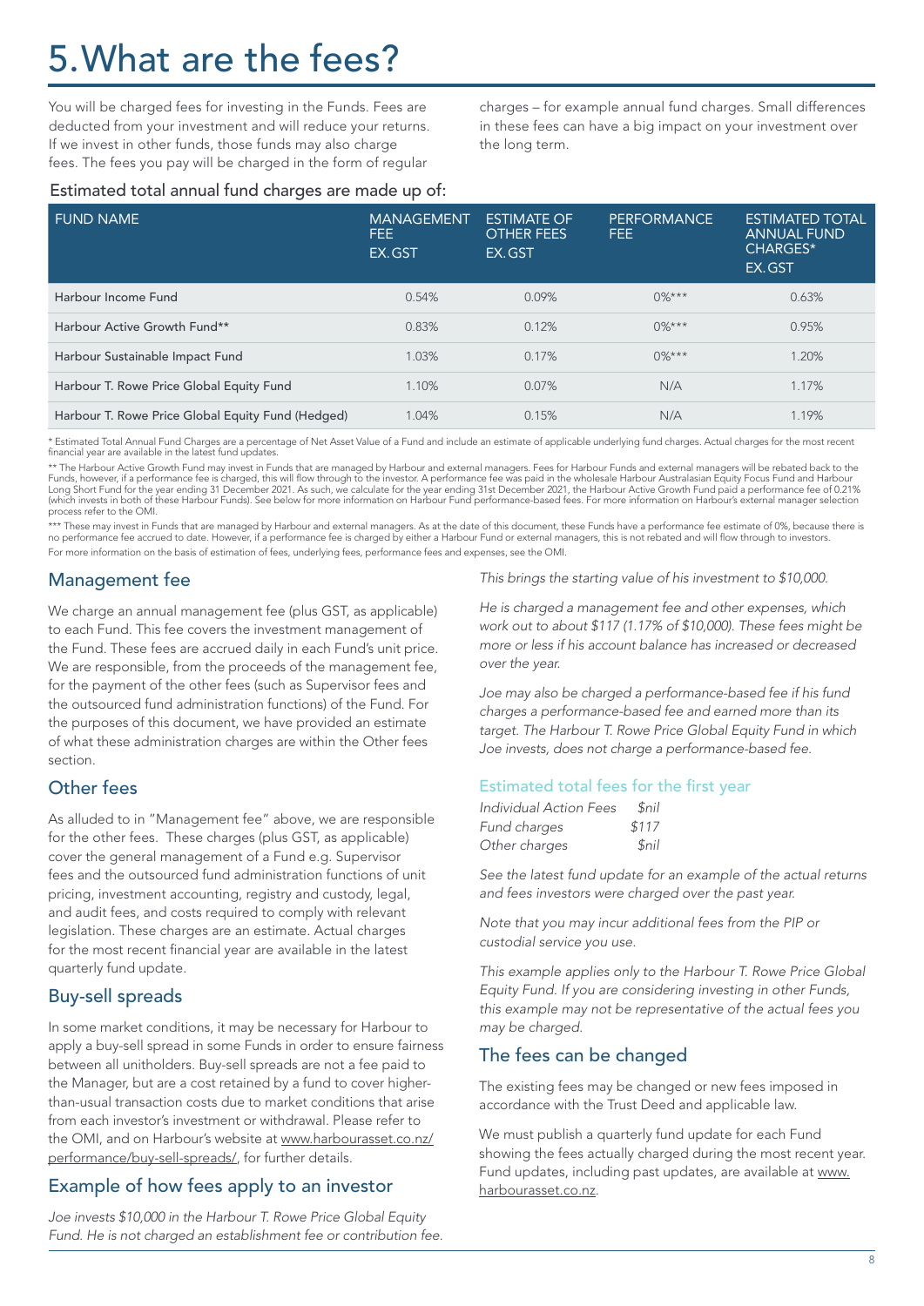# 5. What are the fees?

You will be charged fees for investing in the Funds. Fees are deducted from your investment and will reduce your returns. If we invest in other funds, those funds may also charge fees. The fees you pay will be charged in the form of regular charges – for example annual fund charges. Small differences in these fees can have a big impact on your investment over the long term.

Estimated total annual fund charges are made up of:

| FUND NAME | MANAGEMENT FEE EX. GST | ESTIMATE OF OTHER FEES EX. GST | PERFORMANCE FEE | ESTIMATED TOTAL ANNUAL FUND CHARGES* EX. GST |
|---|---|---|---|---|
| Harbour Income Fund | 0.54% | 0.09% | 0%*** | 0.63% |
| Harbour Active Growth Fund** | 0.83% | 0.12% | 0%*** | 0.95% |
| Harbour Sustainable Impact Fund | 1.03% | 0.17% | 0%*** | 1.20% |
| Harbour T. Rowe Price Global Equity Fund | 1.10% | 0.07% | N/A | 1.17% |
| Harbour T. Rowe Price Global Equity Fund (Hedged) | 1.04% | 0.15% | N/A | 1.19% |

* Estimated Total Annual Fund Charges are a percentage of Net Asset Value of a Fund and include an estimate of applicable underlying fund charges. Actual charges for the most recent financial year are available in the latest fund updates.

** The Harbour Active Growth Fund may invest in Funds that are managed by Harbour and external managers. Fees for Harbour Funds and external managers will be rebated back to the Funds, however, if a performance fee is charged, this will flow through to the investor. A performance fee was paid in the wholesale Harbour Australasian Equity Focus Fund and Harbour Long Short Fund for the year ending 31 December 2021. As such, we calculate for the year ending 31st December 2021, the Harbour Active Growth Fund paid a performance fee of 0.21% (which invests in both of these Harbour Funds). See below for more information on Harbour Fund performance-based fees. For more information on Harbour's external manager selection process refer to the OMI.

*** These may invest in Funds that are managed by Harbour and external managers. As at the date of this document, these Funds have a performance fee estimate of 0%, because there is no performance fee accrued to date. However, if a performance fee is charged by either a Harbour Fund or external managers, this is not rebated and will flow through to investors.

For more information on the basis of estimation of fees, underlying fees, performance fees and expenses, see the OMI.

## Management fee

We charge an annual management fee (plus GST, as applicable) to each Fund. This fee covers the investment management of the Fund. These fees are accrued daily in each Fund's unit price. We are responsible, from the proceeds of the management fee, for the payment of the other fees (such as Supervisor fees and the outsourced fund administration functions) of the Fund. For the purposes of this document, we have provided an estimate of what these administration charges are within the Other fees section.

## Other fees

As alluded to in "Management fee" above, we are responsible for the other fees. These charges (plus GST, as applicable) cover the general management of a Fund e.g. Supervisor fees and the outsourced fund administration functions of unit pricing, investment accounting, registry and custody, legal, and audit fees, and costs required to comply with relevant legislation. These charges are an estimate. Actual charges for the most recent financial year are available in the latest quarterly fund update.

## Buy-sell spreads

In some market conditions, it may be necessary for Harbour to apply a buy-sell spread in some Funds in order to ensure fairness between all unitholders. Buy-sell spreads are not a fee paid to the Manager, but are a cost retained by a fund to cover higher-than-usual transaction costs due to market conditions that arise from each investor's investment or withdrawal. Please refer to the OMI, and on Harbour's website at www.harbourasset.co.nz/performance/buy-sell-spreads/, for further details.

## Example of how fees apply to an investor

*Joe invests $10,000 in the Harbour T. Rowe Price Global Equity Fund. He is not charged an establishment fee or contribution fee. This brings the starting value of his investment to $10,000.*

*He is charged a management fee and other expenses, which work out to about $117 (1.17% of $10,000). These fees might be more or less if his account balance has increased or decreased over the year.*

*Joe may also be charged a performance-based fee if his fund charges a performance-based fee and earned more than its target. The Harbour T. Rowe Price Global Equity Fund in which Joe invests, does not charge a performance-based fee.*

### Estimated total fees for the first year

| | |
|---|---|
| *Individual Action Fees* | *$nil* |
| *Fund charges* | *$117* |
| *Other charges* | *$nil* |

*See the latest fund update for an example of the actual returns and fees investors were charged over the past year.*

*Note that you may incur additional fees from the PIP or custodial service you use.*

*This example applies only to the Harbour T. Rowe Price Global Equity Fund. If you are considering investing in other Funds, this example may not be representative of the actual fees you may be charged.*

## The fees can be changed

The existing fees may be changed or new fees imposed in accordance with the Trust Deed and applicable law.

We must publish a quarterly fund update for each Fund showing the fees actually charged during the most recent year. Fund updates, including past updates, are available at www.harbourasset.co.nz.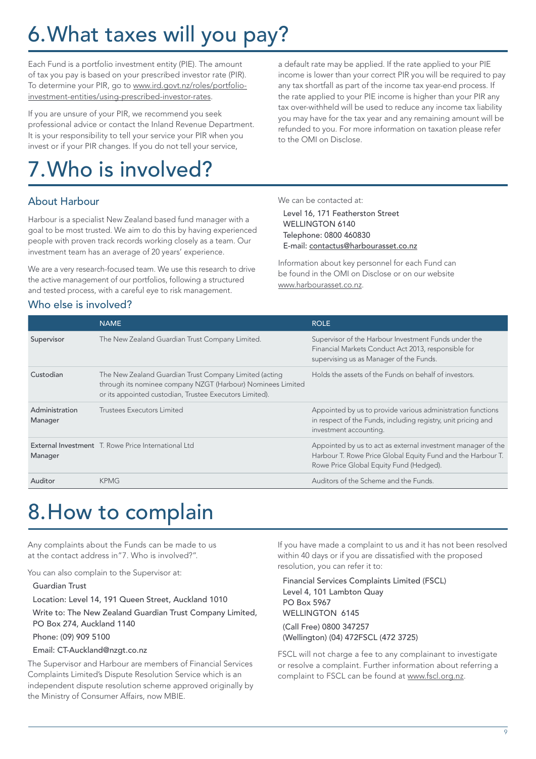# 6. What taxes will you pay?

Each Fund is a portfolio investment entity (PIE). The amount of tax you pay is based on your prescribed investor rate (PIR). To determine your PIR, go to www.ird.govt.nz/roles/portfolio-investment-entities/using-prescribed-investor-rates.

If you are unsure of your PIR, we recommend you seek professional advice or contact the Inland Revenue Department. It is your responsibility to tell your service your PIR when you invest or if your PIR changes. If you do not tell your service, a default rate may be applied. If the rate applied to your PIE income is lower than your correct PIR you will be required to pay any tax shortfall as part of the income tax year-end process. If the rate applied to your PIE income is higher than your PIR any tax over-withheld will be used to reduce any income tax liability you may have for the tax year and any remaining amount will be refunded to you. For more information on taxation please refer to the OMI on Disclose.

# 7. Who is involved?

## About Harbour

Harbour is a specialist New Zealand based fund manager with a goal to be most trusted. We aim to do this by having experienced people with proven track records working closely as a team. Our investment team has an average of 20 years' experience.

We are a very research-focused team. We use this research to drive the active management of our portfolios, following a structured and tested process, with a careful eye to risk management.

We can be contacted at:

Level 16, 171 Featherston Street
WELLINGTON 6140
Telephone: 0800 460830
E-mail: contactus@harbourasset.co.nz

Information about key personnel for each Fund can be found in the OMI on Disclose or on our website www.harbourasset.co.nz.

## Who else is involved?

| | NAME | ROLE |
|---|---|---|
| Supervisor | The New Zealand Guardian Trust Company Limited. | Supervisor of the Harbour Investment Funds under the Financial Markets Conduct Act 2013, responsible for supervising us as Manager of the Funds. |
| Custodian | The New Zealand Guardian Trust Company Limited (acting through its nominee company NZGT (Harbour) Nominees Limited or its appointed custodian, Trustee Executors Limited). | Holds the assets of the Funds on behalf of investors. |
| Administration Manager | Trustees Executors Limited | Appointed by us to provide various administration functions in respect of the Funds, including registry, unit pricing and investment accounting. |
| External Investment Manager | T. Rowe Price International Ltd | Appointed by us to act as external investment manager of the Harbour T. Rowe Price Global Equity Fund and the Harbour T. Rowe Price Global Equity Fund (Hedged). |
| Auditor | KPMG | Auditors of the Scheme and the Funds. |

# 8. How to complain

Any complaints about the Funds can be made to us at the contact address in "7. Who is involved?".

You can also complain to the Supervisor at:

Guardian Trust

Location: Level 14, 191 Queen Street, Auckland 1010

Write to: The New Zealand Guardian Trust Company Limited, PO Box 274, Auckland 1140

Phone: (09) 909 5100

Email: CT-Auckland@nzgt.co.nz

The Supervisor and Harbour are members of Financial Services Complaints Limited's Dispute Resolution Service which is an independent dispute resolution scheme approved originally by the Ministry of Consumer Affairs, now MBIE.

If you have made a complaint to us and it has not been resolved within 40 days or if you are dissatisfied with the proposed resolution, you can refer it to:

Financial Services Complaints Limited (FSCL)
Level 4, 101 Lambton Quay
PO Box 5967
WELLINGTON 6145

(Call Free) 0800 347257
(Wellington) (04) 472FSCL (472 3725)

FSCL will not charge a fee to any complainant to investigate or resolve a complaint. Further information about referring a complaint to FSCL can be found at www.fscl.org.nz.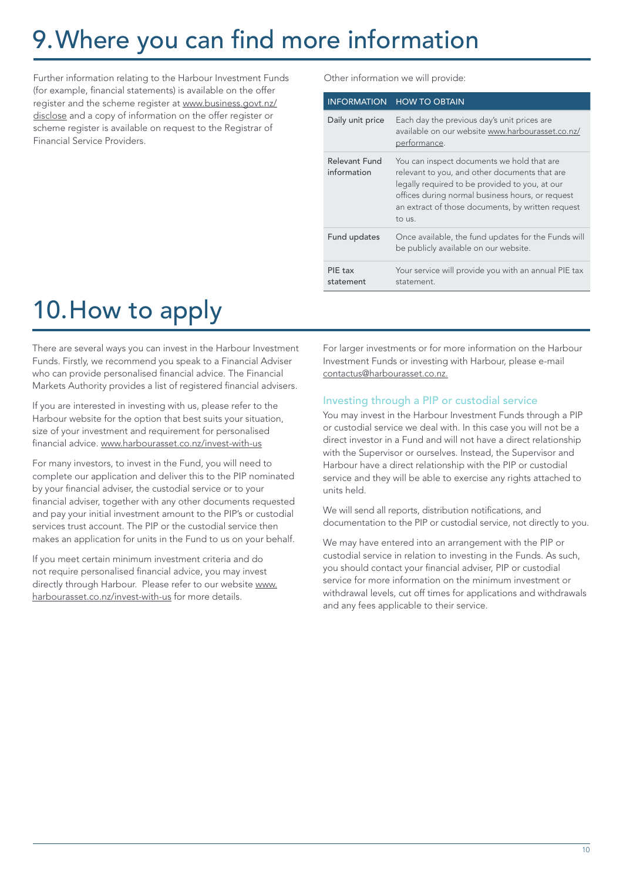# 9. Where you can find more information

Further information relating to the Harbour Investment Funds (for example, financial statements) is available on the offer register and the scheme register at www.business.govt.nz/disclose and a copy of information on the offer register or scheme register is available on request to the Registrar of Financial Service Providers.

Other information we will provide:

| INFORMATION | HOW TO OBTAIN |
|---|---|
| Daily unit price | Each day the previous day's unit prices are available on our website www.harbourasset.co.nz/performance. |
| Relevant Fund information | You can inspect documents we hold that are relevant to you, and other documents that are legally required to be provided to you, at our offices during normal business hours, or request an extract of those documents, by written request to us. |
| Fund updates | Once available, the fund updates for the Funds will be publicly available on our website. |
| PIE tax statement | Your service will provide you with an annual PIE tax statement. |

# 10. How to apply

There are several ways you can invest in the Harbour Investment Funds. Firstly, we recommend you speak to a Financial Adviser who can provide personalised financial advice. The Financial Markets Authority provides a list of registered financial advisers.

If you are interested in investing with us, please refer to the Harbour website for the option that best suits your situation, size of your investment and requirement for personalised financial advice. www.harbourasset.co.nz/invest-with-us

For many investors, to invest in the Fund, you will need to complete our application and deliver this to the PIP nominated by your financial adviser, the custodial service or to your financial adviser, together with any other documents requested and pay your initial investment amount to the PIP's or custodial services trust account. The PIP or the custodial service then makes an application for units in the Fund to us on your behalf.

If you meet certain minimum investment criteria and do not require personalised financial advice, you may invest directly through Harbour. Please refer to our website www.harbourasset.co.nz/invest-with-us for more details.

For larger investments or for more information on the Harbour Investment Funds or investing with Harbour, please e-mail contactus@harbourasset.co.nz.

## Investing through a PIP or custodial service

You may invest in the Harbour Investment Funds through a PIP or custodial service we deal with. In this case you will not be a direct investor in a Fund and will not have a direct relationship with the Supervisor or ourselves. Instead, the Supervisor and Harbour have a direct relationship with the PIP or custodial service and they will be able to exercise any rights attached to units held.

We will send all reports, distribution notifications, and documentation to the PIP or custodial service, not directly to you.

We may have entered into an arrangement with the PIP or custodial service in relation to investing in the Funds. As such, you should contact your financial adviser, PIP or custodial service for more information on the minimum investment or withdrawal levels, cut off times for applications and withdrawals and any fees applicable to their service.